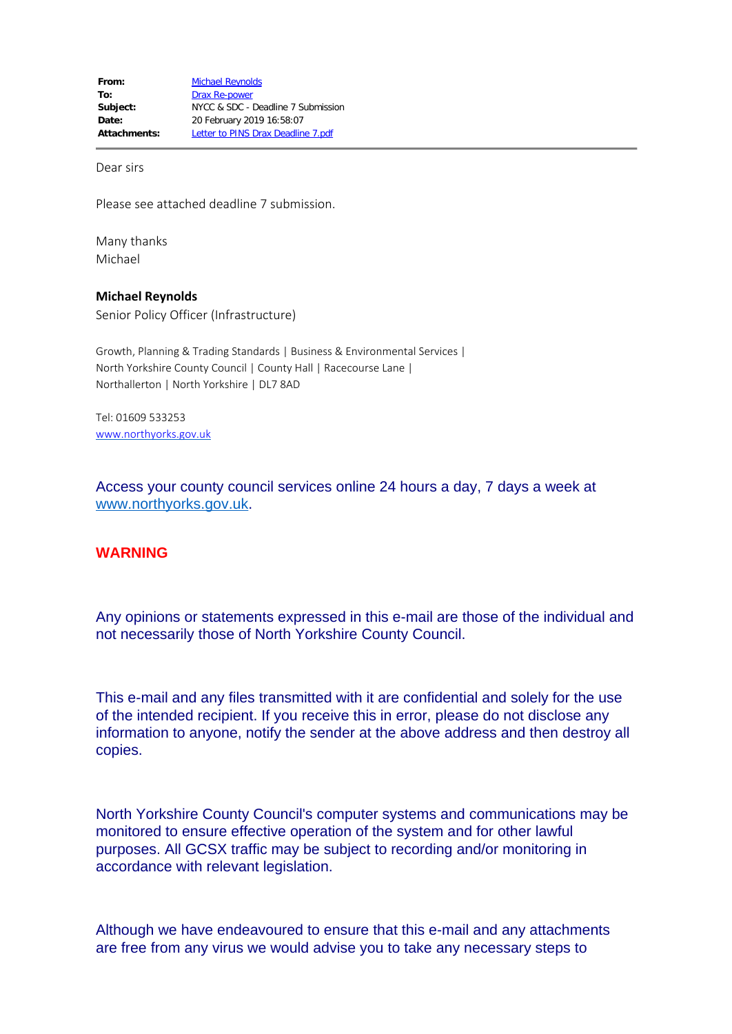| | |
|---|---|
| **From:** | Michael Reynolds |
| **To:** | Drax Re-power |
| **Subject:** | NYCC & SDC - Deadline 7 Submission |
| **Date:** | 20 February 2019 16:58:07 |
| **Attachments:** | Letter to PINS Drax Deadline 7.pdf |

---

Dear sirs

Please see attached deadline 7 submission.

Many thanks
Michael

**Michael Reynolds**
Senior Policy Officer (Infrastructure)

Growth, Planning & Trading Standards | Business & Environmental Services |
North Yorkshire County Council | County Hall | Racecourse Lane |
Northallerton | North Yorkshire | DL7 8AD

Tel: 01609 533253
www.northyorks.gov.uk

Access your county council services online 24 hours a day, 7 days a week at www.northyorks.gov.uk.

**WARNING**

Any opinions or statements expressed in this e-mail are those of the individual and not necessarily those of North Yorkshire County Council.

This e-mail and any files transmitted with it are confidential and solely for the use of the intended recipient. If you receive this in error, please do not disclose any information to anyone, notify the sender at the above address and then destroy all copies.

North Yorkshire County Council's computer systems and communications may be monitored to ensure effective operation of the system and for other lawful purposes. All GCSX traffic may be subject to recording and/or monitoring in accordance with relevant legislation.

Although we have endeavoured to ensure that this e-mail and any attachments are free from any virus we would advise you to take any necessary steps to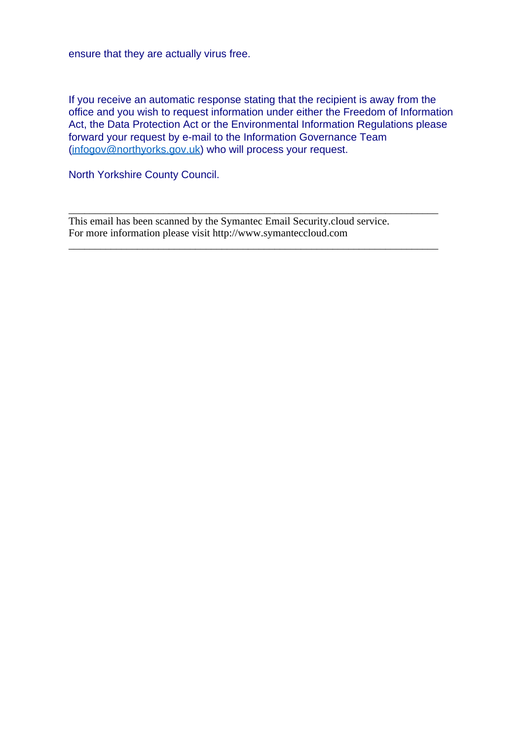ensure that they are actually virus free.

If you receive an automatic response stating that the recipient is away from the office and you wish to request information under either the Freedom of Information Act, the Data Protection Act or the Environmental Information Regulations please forward your request by e-mail to the Information Governance Team (infogov@northyorks.gov.uk) who will process your request.

North Yorkshire County Council.

---

This email has been scanned by the Symantec Email Security.cloud service.
For more information please visit http://www.symanteccloud.com

---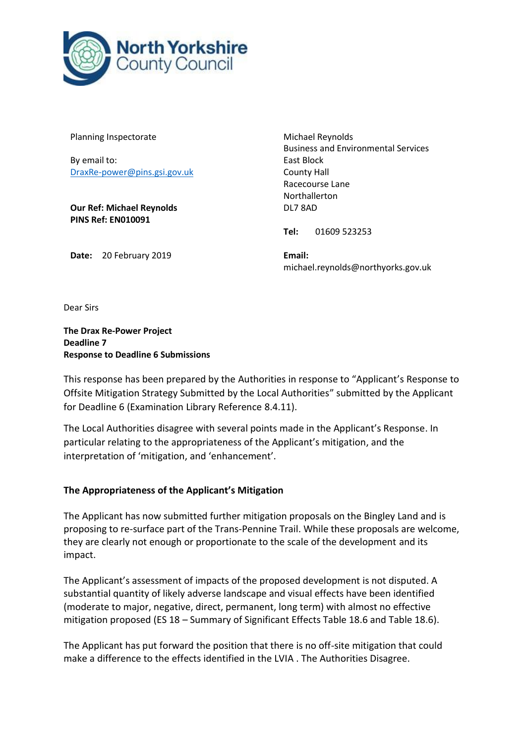Planning Inspectorate

By email to:
DraxRe-power@pins.gsi.gov.uk

**Our Ref: Michael Reynolds**
**PINS Ref: EN010091**

**Date:** 20 February 2019

Michael Reynolds
Business and Environmental Services
East Block
County Hall
Racecourse Lane
Northallerton
DL7 8AD

**Tel:** 01609 523253

**Email:**
michael.reynolds@northyorks.gov.uk

Dear Sirs

**The Drax Re-Power Project**
**Deadline 7**
**Response to Deadline 6 Submissions**

This response has been prepared by the Authorities in response to "Applicant's Response to Offsite Mitigation Strategy Submitted by the Local Authorities" submitted by the Applicant for Deadline 6 (Examination Library Reference 8.4.11).

The Local Authorities disagree with several points made in the Applicant's Response. In particular relating to the appropriateness of the Applicant's mitigation, and the interpretation of 'mitigation, and 'enhancement'.

### The Appropriateness of the Applicant's Mitigation

The Applicant has now submitted further mitigation proposals on the Bingley Land and is proposing to re-surface part of the Trans-Pennine Trail. While these proposals are welcome, they are clearly not enough or proportionate to the scale of the development and its impact.

The Applicant's assessment of impacts of the proposed development is not disputed. A substantial quantity of likely adverse landscape and visual effects have been identified (moderate to major, negative, direct, permanent, long term) with almost no effective mitigation proposed (ES 18 – Summary of Significant Effects Table 18.6 and Table 18.6).

The Applicant has put forward the position that there is no off-site mitigation that could make a difference to the effects identified in the LVIA . The Authorities Disagree.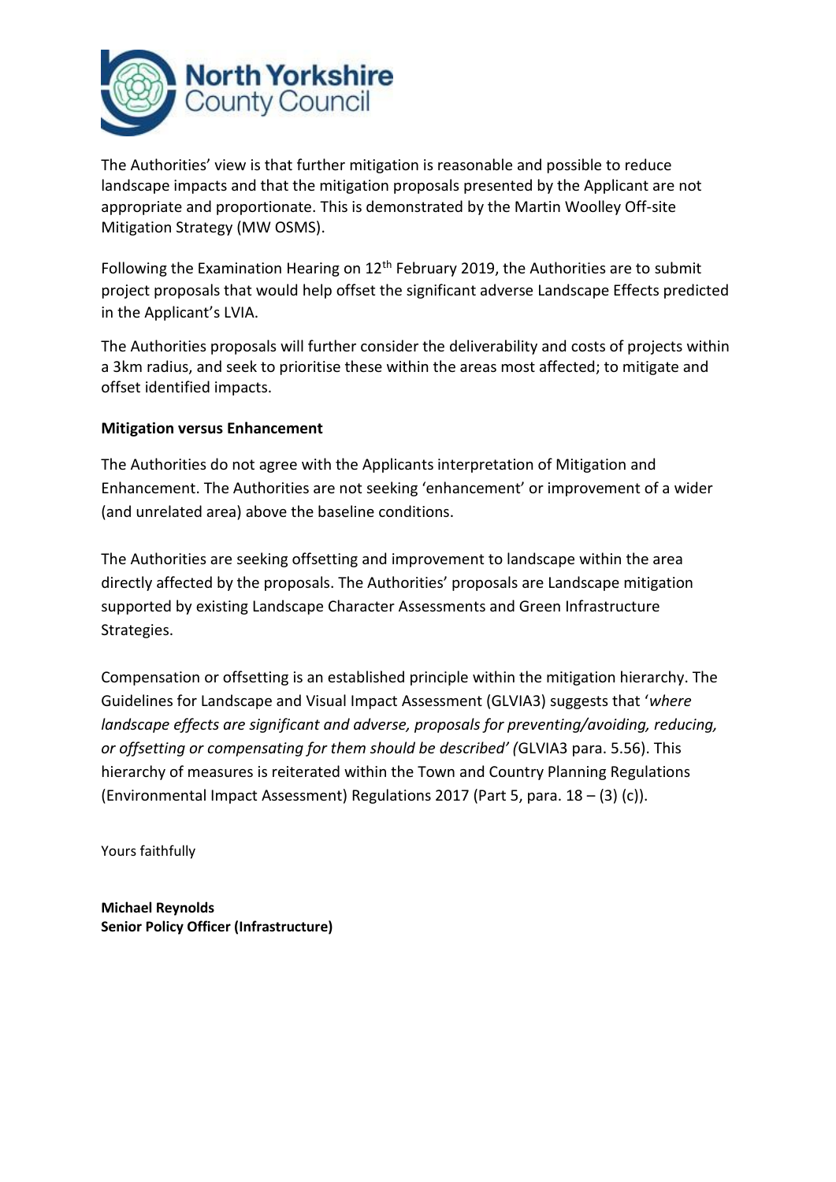The Authorities' view is that further mitigation is reasonable and possible to reduce landscape impacts and that the mitigation proposals presented by the Applicant are not appropriate and proportionate. This is demonstrated by the Martin Woolley Off-site Mitigation Strategy (MW OSMS).

Following the Examination Hearing on 12th February 2019, the Authorities are to submit project proposals that would help offset the significant adverse Landscape Effects predicted in the Applicant's LVIA.

The Authorities proposals will further consider the deliverability and costs of projects within a 3km radius, and seek to prioritise these within the areas most affected; to mitigate and offset identified impacts.

**Mitigation versus Enhancement**

The Authorities do not agree with the Applicants interpretation of Mitigation and Enhancement. The Authorities are not seeking 'enhancement' or improvement of a wider (and unrelated area) above the baseline conditions.

The Authorities are seeking offsetting and improvement to landscape within the area directly affected by the proposals. The Authorities' proposals are Landscape mitigation supported by existing Landscape Character Assessments and Green Infrastructure Strategies.

Compensation or offsetting is an established principle within the mitigation hierarchy. The Guidelines for Landscape and Visual Impact Assessment (GLVIA3) suggests that '*where landscape effects are significant and adverse, proposals for preventing/avoiding, reducing, or offsetting or compensating for them should be described' (*GLVIA3 para. 5.56). This hierarchy of measures is reiterated within the Town and Country Planning Regulations (Environmental Impact Assessment) Regulations 2017 (Part 5, para. 18 – (3) (c)).

Yours faithfully

**Michael Reynolds**
**Senior Policy Officer (Infrastructure)**